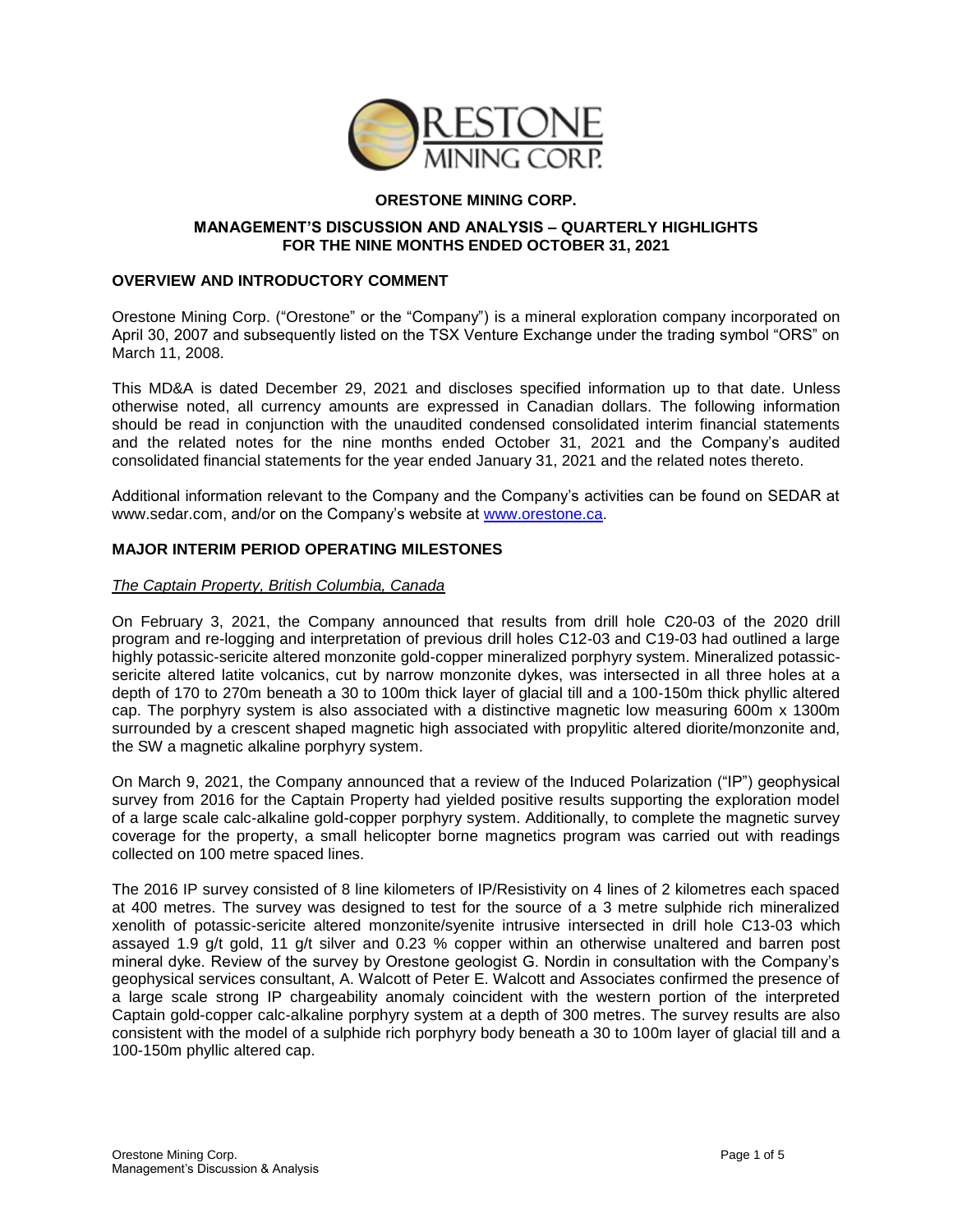# ORESTONE MINING CORP.

## MANAGEMENT'S DISCUSSION AND ANALYSIS – QUARTERLY HIGHLIGHTS FOR THE NINE MONTHS ENDED OCTOBER 31, 2021

### OVERVIEW AND INTRODUCTORY COMMENT

Orestone Mining Corp. ("Orestone" or the "Company") is a mineral exploration company incorporated on April 30, 2007 and subsequently listed on the TSX Venture Exchange under the trading symbol "ORS" on March 11, 2008.

This MD&A is dated December 29, 2021 and discloses specified information up to that date. Unless otherwise noted, all currency amounts are expressed in Canadian dollars. The following information should be read in conjunction with the unaudited condensed consolidated interim financial statements and the related notes for the nine months ended October 31, 2021 and the Company's audited consolidated financial statements for the year ended January 31, 2021 and the related notes thereto.

Additional information relevant to the Company and the Company's activities can be found on SEDAR at www.sedar.com, and/or on the Company's website at www.orestone.ca.

### MAJOR INTERIM PERIOD OPERATING MILESTONES

*The Captain Property, British Columbia, Canada*

On February 3, 2021, the Company announced that results from drill hole C20-03 of the 2020 drill program and re-logging and interpretation of previous drill holes C12-03 and C19-03 had outlined a large highly potassic-sericite altered monzonite gold-copper mineralized porphyry system. Mineralized potassic-sericite altered latite volcanics, cut by narrow monzonite dykes, was intersected in all three holes at a depth of 170 to 270m beneath a 30 to 100m thick layer of glacial till and a 100-150m thick phyllic altered cap. The porphyry system is also associated with a distinctive magnetic low measuring 600m x 1300m surrounded by a crescent shaped magnetic high associated with propylitic altered diorite/monzonite and, the SW a magnetic alkaline porphyry system.

On March 9, 2021, the Company announced that a review of the Induced Polarization ("IP") geophysical survey from 2016 for the Captain Property had yielded positive results supporting the exploration model of a large scale calc-alkaline gold-copper porphyry system. Additionally, to complete the magnetic survey coverage for the property, a small helicopter borne magnetics program was carried out with readings collected on 100 metre spaced lines.

The 2016 IP survey consisted of 8 line kilometers of IP/Resistivity on 4 lines of 2 kilometres each spaced at 400 metres. The survey was designed to test for the source of a 3 metre sulphide rich mineralized xenolith of potassic-sericite altered monzonite/syenite intrusive intersected in drill hole C13-03 which assayed 1.9 g/t gold, 11 g/t silver and 0.23 % copper within an otherwise unaltered and barren post mineral dyke. Review of the survey by Orestone geologist G. Nordin in consultation with the Company's geophysical services consultant, A. Walcott of Peter E. Walcott and Associates confirmed the presence of a large scale strong IP chargeability anomaly coincident with the western portion of the interpreted Captain gold-copper calc-alkaline porphyry system at a depth of 300 metres. The survey results are also consistent with the model of a sulphide rich porphyry body beneath a 30 to 100m layer of glacial till and a 100-150m phyllic altered cap.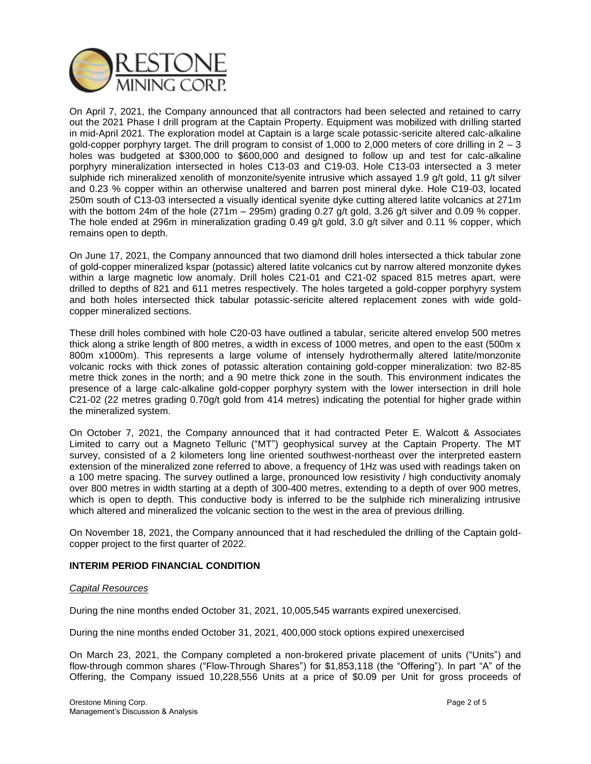On April 7, 2021, the Company announced that all contractors had been selected and retained to carry out the 2021 Phase I drill program at the Captain Property. Equipment was mobilized with drilling started in mid-April 2021. The exploration model at Captain is a large scale potassic-sericite altered calc-alkaline gold-copper porphyry target. The drill program to consist of 1,000 to 2,000 meters of core drilling in 2 – 3 holes was budgeted at $300,000 to $600,000 and designed to follow up and test for calc-alkaline porphyry mineralization intersected in holes C13-03 and C19-03. Hole C13-03 intersected a 3 meter sulphide rich mineralized xenolith of monzonite/syenite intrusive which assayed 1.9 g/t gold, 11 g/t silver and 0.23 % copper within an otherwise unaltered and barren post mineral dyke. Hole C19-03, located 250m south of C13-03 intersected a visually identical syenite dyke cutting altered latite volcanics at 271m with the bottom 24m of the hole (271m – 295m) grading 0.27 g/t gold, 3.26 g/t silver and 0.09 % copper. The hole ended at 296m in mineralization grading 0.49 g/t gold, 3.0 g/t silver and 0.11 % copper, which remains open to depth.

On June 17, 2021, the Company announced that two diamond drill holes intersected a thick tabular zone of gold-copper mineralized kspar (potassic) altered latite volcanics cut by narrow altered monzonite dykes within a large magnetic low anomaly. Drill holes C21-01 and C21-02 spaced 815 metres apart, were drilled to depths of 821 and 611 metres respectively. The holes targeted a gold-copper porphyry system and both holes intersected thick tabular potassic-sericite altered replacement zones with wide gold-copper mineralized sections.

These drill holes combined with hole C20-03 have outlined a tabular, sericite altered envelop 500 metres thick along a strike length of 800 metres, a width in excess of 1000 metres, and open to the east (500m x 800m x1000m). This represents a large volume of intensely hydrothermally altered latite/monzonite volcanic rocks with thick zones of potassic alteration containing gold-copper mineralization: two 82-85 metre thick zones in the north; and a 90 metre thick zone in the south. This environment indicates the presence of a large calc-alkaline gold-copper porphyry system with the lower intersection in drill hole C21-02 (22 metres grading 0.70g/t gold from 414 metres) indicating the potential for higher grade within the mineralized system.

On October 7, 2021, the Company announced that it had contracted Peter E. Walcott & Associates Limited to carry out a Magneto Telluric ("MT") geophysical survey at the Captain Property. The MT survey, consisted of a 2 kilometers long line oriented southwest-northeast over the interpreted eastern extension of the mineralized zone referred to above, a frequency of 1Hz was used with readings taken on a 100 metre spacing. The survey outlined a large, pronounced low resistivity / high conductivity anomaly over 800 metres in width starting at a depth of 300-400 metres, extending to a depth of over 900 metres, which is open to depth. This conductive body is inferred to be the sulphide rich mineralizing intrusive which altered and mineralized the volcanic section to the west in the area of previous drilling.

On November 18, 2021, the Company announced that it had rescheduled the drilling of the Captain gold-copper project to the first quarter of 2022.

## INTERIM PERIOD FINANCIAL CONDITION

*Capital Resources*

During the nine months ended October 31, 2021, 10,005,545 warrants expired unexercised.

During the nine months ended October 31, 2021, 400,000 stock options expired unexercised

On March 23, 2021, the Company completed a non-brokered private placement of units ("Units") and flow-through common shares ("Flow-Through Shares") for $1,853,118 (the "Offering"). In part "A" of the Offering, the Company issued 10,228,556 Units at a price of $0.09 per Unit for gross proceeds of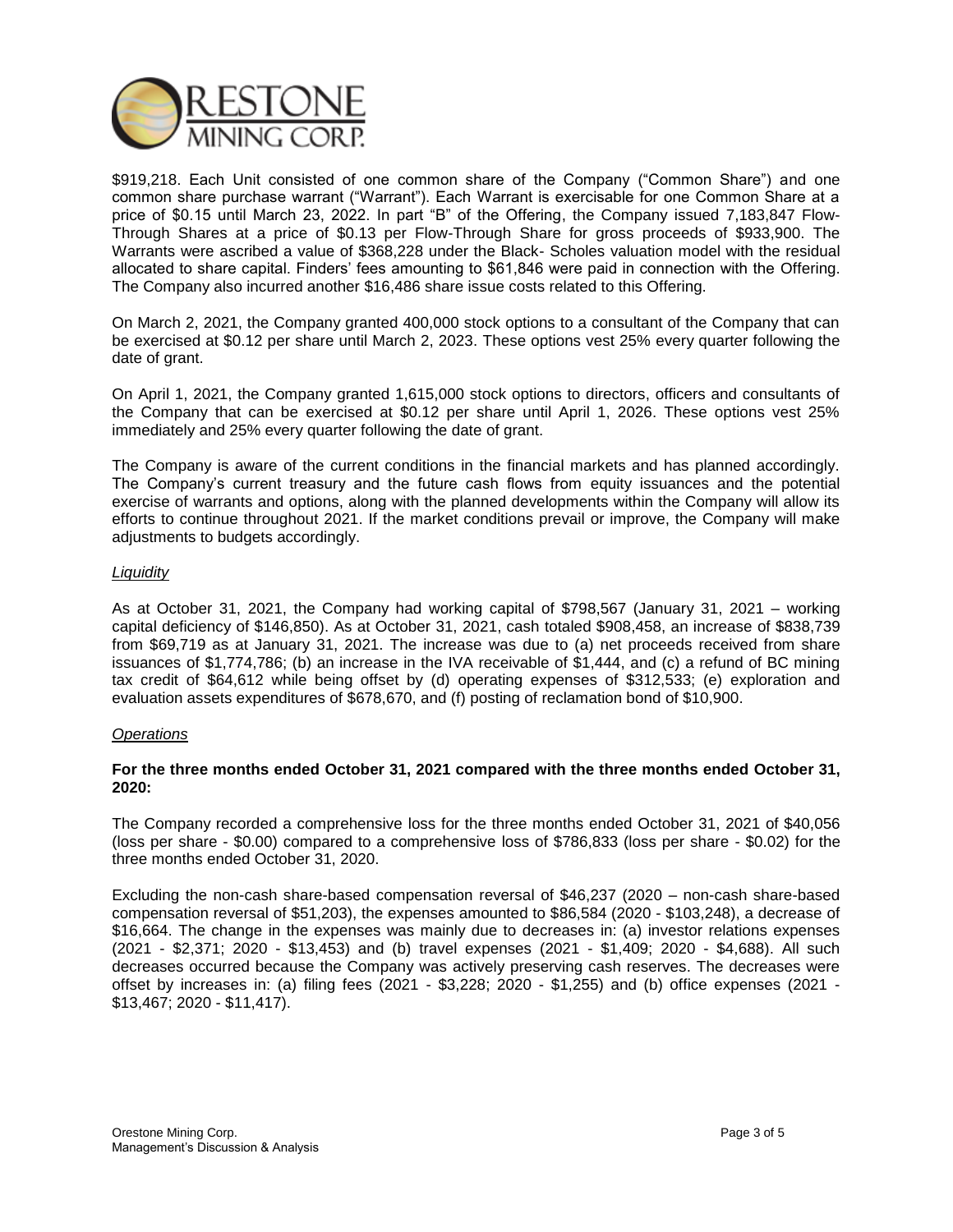$919,218. Each Unit consisted of one common share of the Company ("Common Share") and one common share purchase warrant ("Warrant"). Each Warrant is exercisable for one Common Share at a price of $0.15 until March 23, 2022. In part "B" of the Offering, the Company issued 7,183,847 Flow-Through Shares at a price of $0.13 per Flow-Through Share for gross proceeds of $933,900. The Warrants were ascribed a value of $368,228 under the Black- Scholes valuation model with the residual allocated to share capital. Finders' fees amounting to $61,846 were paid in connection with the Offering. The Company also incurred another $16,486 share issue costs related to this Offering.

On March 2, 2021, the Company granted 400,000 stock options to a consultant of the Company that can be exercised at $0.12 per share until March 2, 2023. These options vest 25% every quarter following the date of grant.

On April 1, 2021, the Company granted 1,615,000 stock options to directors, officers and consultants of the Company that can be exercised at $0.12 per share until April 1, 2026. These options vest 25% immediately and 25% every quarter following the date of grant.

The Company is aware of the current conditions in the financial markets and has planned accordingly. The Company's current treasury and the future cash flows from equity issuances and the potential exercise of warrants and options, along with the planned developments within the Company will allow its efforts to continue throughout 2021. If the market conditions prevail or improve, the Company will make adjustments to budgets accordingly.

*Liquidity*

As at October 31, 2021, the Company had working capital of $798,567 (January 31, 2021 – working capital deficiency of $146,850). As at October 31, 2021, cash totaled $908,458, an increase of $838,739 from $69,719 as at January 31, 2021. The increase was due to (a) net proceeds received from share issuances of $1,774,786; (b) an increase in the IVA receivable of $1,444, and (c) a refund of BC mining tax credit of $64,612 while being offset by (d) operating expenses of $312,533; (e) exploration and evaluation assets expenditures of $678,670, and (f) posting of reclamation bond of $10,900.

*Operations*

**For the three months ended October 31, 2021 compared with the three months ended October 31, 2020:**

The Company recorded a comprehensive loss for the three months ended October 31, 2021 of $40,056 (loss per share - $0.00) compared to a comprehensive loss of $786,833 (loss per share - $0.02) for the three months ended October 31, 2020.

Excluding the non-cash share-based compensation reversal of $46,237 (2020 – non-cash share-based compensation reversal of $51,203), the expenses amounted to $86,584 (2020 - $103,248), a decrease of $16,664. The change in the expenses was mainly due to decreases in: (a) investor relations expenses (2021 - $2,371; 2020 - $13,453) and (b) travel expenses (2021 - $1,409; 2020 - $4,688). All such decreases occurred because the Company was actively preserving cash reserves. The decreases were offset by increases in: (a) filing fees (2021 - $3,228; 2020 - $1,255) and (b) office expenses (2021 - $13,467; 2020 - $11,417).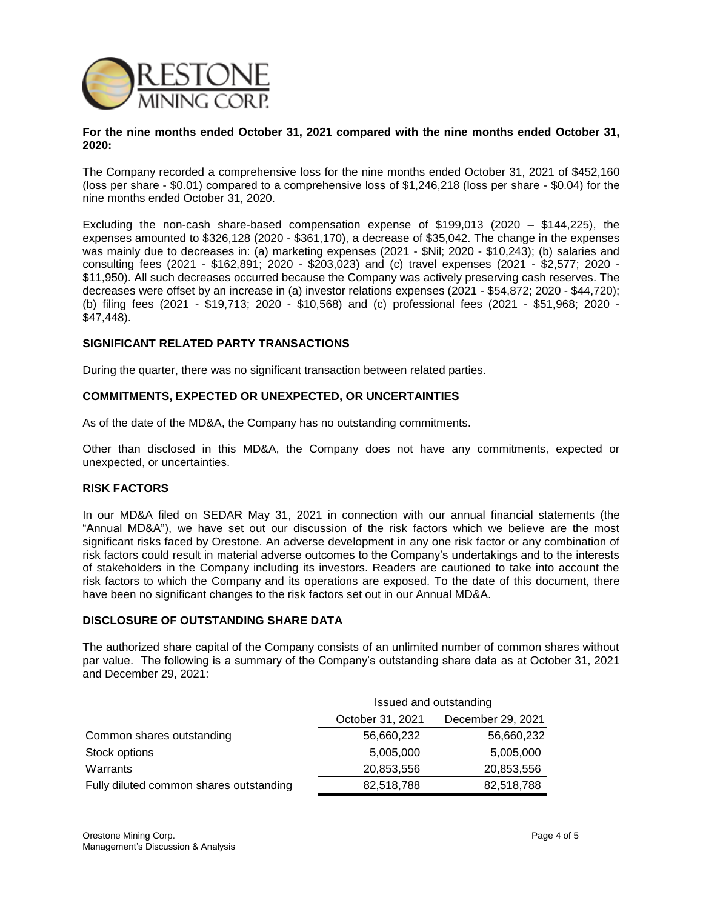**For the nine months ended October 31, 2021 compared with the nine months ended October 31, 2020:**

The Company recorded a comprehensive loss for the nine months ended October 31, 2021 of $452,160 (loss per share - $0.01) compared to a comprehensive loss of $1,246,218 (loss per share - $0.04) for the nine months ended October 31, 2020.

Excluding the non-cash share-based compensation expense of $199,013 (2020 – $144,225), the expenses amounted to $326,128 (2020 - $361,170), a decrease of $35,042. The change in the expenses was mainly due to decreases in: (a) marketing expenses (2021 - $Nil; 2020 - $10,243); (b) salaries and consulting fees (2021 - $162,891; 2020 - $203,023) and (c) travel expenses (2021 - $2,577; 2020 - $11,950). All such decreases occurred because the Company was actively preserving cash reserves. The decreases were offset by an increase in (a) investor relations expenses (2021 - $54,872; 2020 - $44,720); (b) filing fees (2021 - $19,713; 2020 - $10,568) and (c) professional fees (2021 - $51,968; 2020 - $47,448).

## SIGNIFICANT RELATED PARTY TRANSACTIONS

During the quarter, there was no significant transaction between related parties.

## COMMITMENTS, EXPECTED OR UNEXPECTED, OR UNCERTAINTIES

As of the date of the MD&A, the Company has no outstanding commitments.

Other than disclosed in this MD&A, the Company does not have any commitments, expected or unexpected, or uncertainties.

## RISK FACTORS

In our MD&A filed on SEDAR May 31, 2021 in connection with our annual financial statements (the "Annual MD&A"), we have set out our discussion of the risk factors which we believe are the most significant risks faced by Orestone. An adverse development in any one risk factor or any combination of risk factors could result in material adverse outcomes to the Company's undertakings and to the interests of stakeholders in the Company including its investors. Readers are cautioned to take into account the risk factors to which the Company and its operations are exposed. To the date of this document, there have been no significant changes to the risk factors set out in our Annual MD&A.

## DISCLOSURE OF OUTSTANDING SHARE DATA

The authorized share capital of the Company consists of an unlimited number of common shares without par value. The following is a summary of the Company's outstanding share data as at October 31, 2021 and December 29, 2021:

| | Issued and outstanding | |
|---|---|---|
| | October 31, 2021 | December 29, 2021 |
| Common shares outstanding | 56,660,232 | 56,660,232 |
| Stock options | 5,005,000 | 5,005,000 |
| Warrants | 20,853,556 | 20,853,556 |
| Fully diluted common shares outstanding | 82,518,788 | 82,518,788 |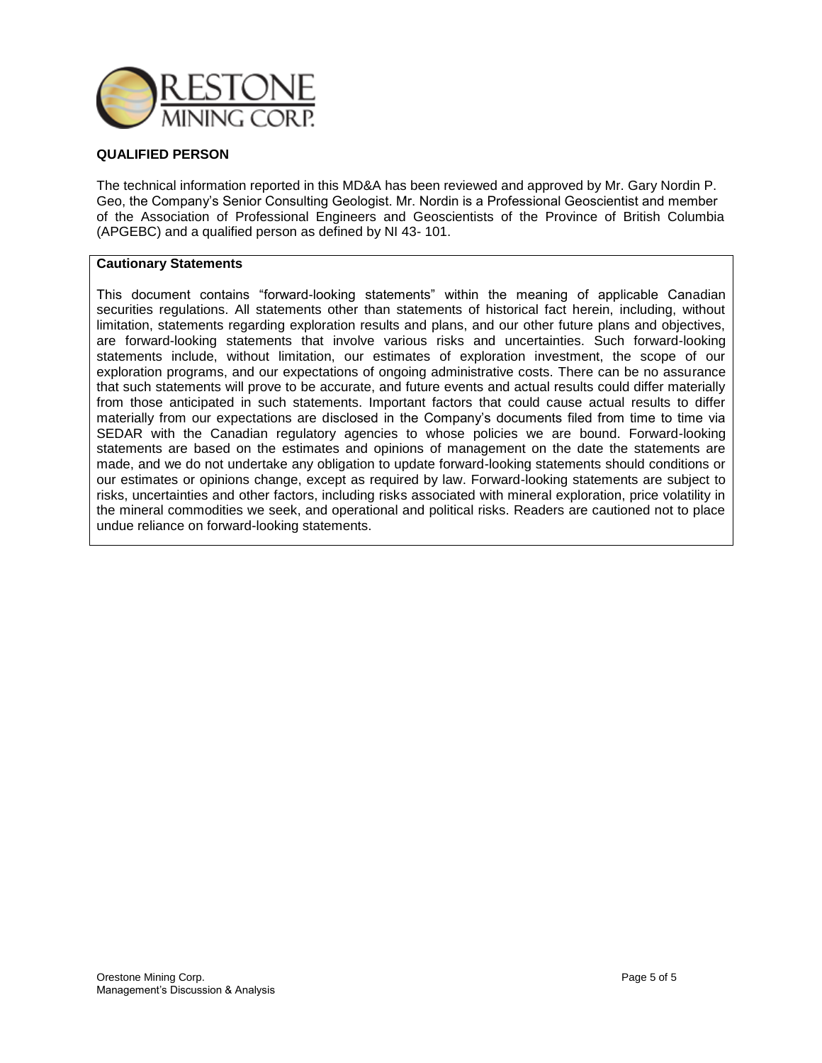## QUALIFIED PERSON

The technical information reported in this MD&A has been reviewed and approved by Mr. Gary Nordin P. Geo, the Company's Senior Consulting Geologist. Mr. Nordin is a Professional Geoscientist and member of the Association of Professional Engineers and Geoscientists of the Province of British Columbia (APGEBC) and a qualified person as defined by NI 43- 101.

**Cautionary Statements**

This document contains "forward-looking statements" within the meaning of applicable Canadian securities regulations. All statements other than statements of historical fact herein, including, without limitation, statements regarding exploration results and plans, and our other future plans and objectives, are forward-looking statements that involve various risks and uncertainties. Such forward-looking statements include, without limitation, our estimates of exploration investment, the scope of our exploration programs, and our expectations of ongoing administrative costs. There can be no assurance that such statements will prove to be accurate, and future events and actual results could differ materially from those anticipated in such statements. Important factors that could cause actual results to differ materially from our expectations are disclosed in the Company's documents filed from time to time via SEDAR with the Canadian regulatory agencies to whose policies we are bound. Forward-looking statements are based on the estimates and opinions of management on the date the statements are made, and we do not undertake any obligation to update forward-looking statements should conditions or our estimates or opinions change, except as required by law. Forward-looking statements are subject to risks, uncertainties and other factors, including risks associated with mineral exploration, price volatility in the mineral commodities we seek, and operational and political risks. Readers are cautioned not to place undue reliance on forward-looking statements.